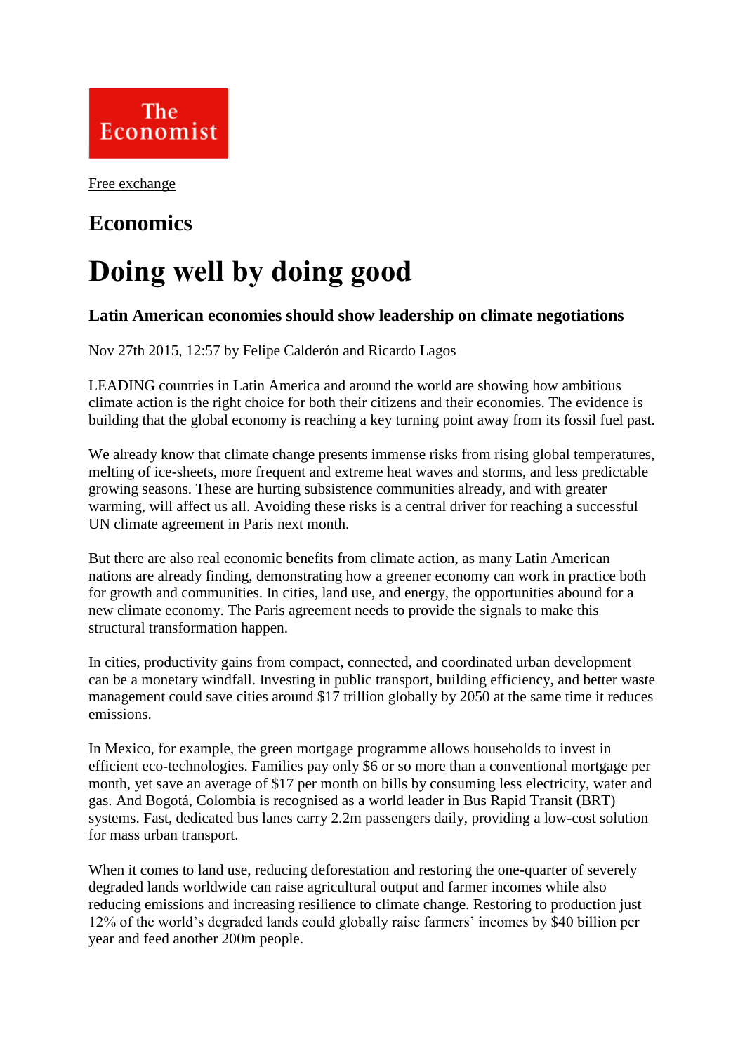The Economist

Free exchange

## Economics

# Doing well by doing good

### Latin American economies should show leadership on climate negotiations

Nov 27th 2015, 12:57 by Felipe Calderón and Ricardo Lagos

LEADING countries in Latin America and around the world are showing how ambitious climate action is the right choice for both their citizens and their economies. The evidence is building that the global economy is reaching a key turning point away from its fossil fuel past.

We already know that climate change presents immense risks from rising global temperatures, melting of ice-sheets, more frequent and extreme heat waves and storms, and less predictable growing seasons. These are hurting subsistence communities already, and with greater warming, will affect us all. Avoiding these risks is a central driver for reaching a successful UN climate agreement in Paris next month.

But there are also real economic benefits from climate action, as many Latin American nations are already finding, demonstrating how a greener economy can work in practice both for growth and communities. In cities, land use, and energy, the opportunities abound for a new climate economy. The Paris agreement needs to provide the signals to make this structural transformation happen.

In cities, productivity gains from compact, connected, and coordinated urban development can be a monetary windfall. Investing in public transport, building efficiency, and better waste management could save cities around $17 trillion globally by 2050 at the same time it reduces emissions.

In Mexico, for example, the green mortgage programme allows households to invest in efficient eco-technologies. Families pay only $6 or so more than a conventional mortgage per month, yet save an average of $17 per month on bills by consuming less electricity, water and gas. And Bogotá, Colombia is recognised as a world leader in Bus Rapid Transit (BRT) systems. Fast, dedicated bus lanes carry 2.2m passengers daily, providing a low-cost solution for mass urban transport.

When it comes to land use, reducing deforestation and restoring the one-quarter of severely degraded lands worldwide can raise agricultural output and farmer incomes while also reducing emissions and increasing resilience to climate change. Restoring to production just 12% of the world's degraded lands could globally raise farmers' incomes by $40 billion per year and feed another 200m people.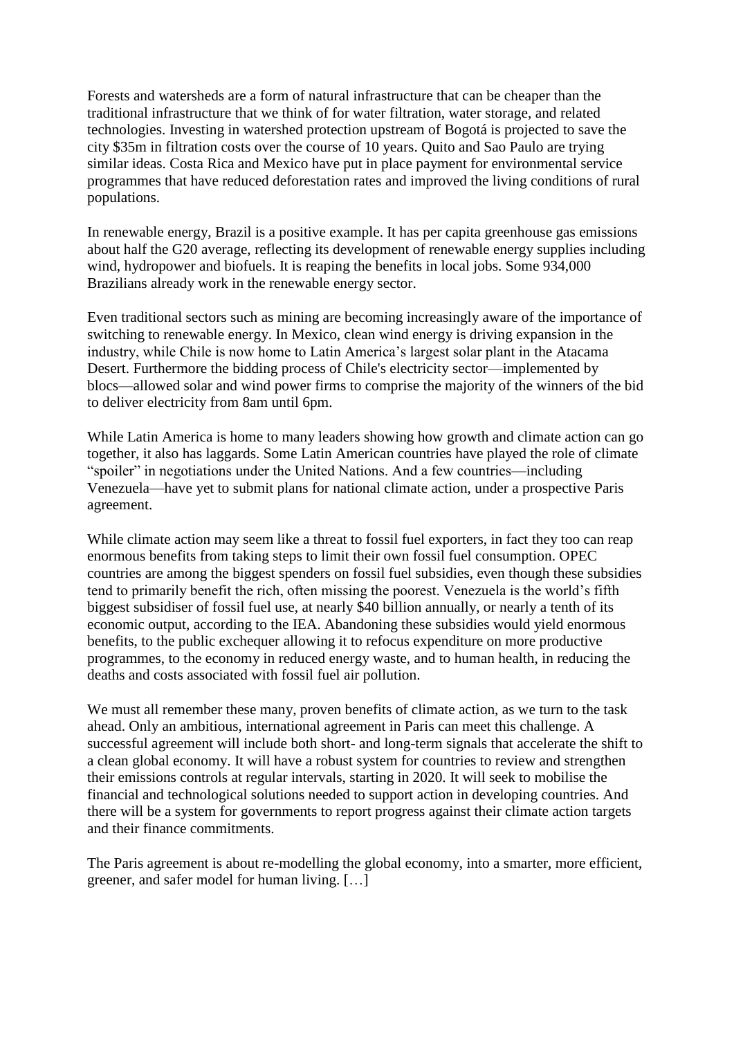Forests and watersheds are a form of natural infrastructure that can be cheaper than the traditional infrastructure that we think of for water filtration, water storage, and related technologies. Investing in watershed protection upstream of Bogotá is projected to save the city $35m in filtration costs over the course of 10 years. Quito and Sao Paulo are trying similar ideas. Costa Rica and Mexico have put in place payment for environmental service programmes that have reduced deforestation rates and improved the living conditions of rural populations.

In renewable energy, Brazil is a positive example. It has per capita greenhouse gas emissions about half the G20 average, reflecting its development of renewable energy supplies including wind, hydropower and biofuels. It is reaping the benefits in local jobs. Some 934,000 Brazilians already work in the renewable energy sector.

Even traditional sectors such as mining are becoming increasingly aware of the importance of switching to renewable energy. In Mexico, clean wind energy is driving expansion in the industry, while Chile is now home to Latin America's largest solar plant in the Atacama Desert. Furthermore the bidding process of Chile's electricity sector—implemented by blocs—allowed solar and wind power firms to comprise the majority of the winners of the bid to deliver electricity from 8am until 6pm.

While Latin America is home to many leaders showing how growth and climate action can go together, it also has laggards. Some Latin American countries have played the role of climate "spoiler" in negotiations under the United Nations. And a few countries—including Venezuela—have yet to submit plans for national climate action, under a prospective Paris agreement.

While climate action may seem like a threat to fossil fuel exporters, in fact they too can reap enormous benefits from taking steps to limit their own fossil fuel consumption. OPEC countries are among the biggest spenders on fossil fuel subsidies, even though these subsidies tend to primarily benefit the rich, often missing the poorest. Venezuela is the world's fifth biggest subsidiser of fossil fuel use, at nearly $40 billion annually, or nearly a tenth of its economic output, according to the IEA. Abandoning these subsidies would yield enormous benefits, to the public exchequer allowing it to refocus expenditure on more productive programmes, to the economy in reduced energy waste, and to human health, in reducing the deaths and costs associated with fossil fuel air pollution.

We must all remember these many, proven benefits of climate action, as we turn to the task ahead. Only an ambitious, international agreement in Paris can meet this challenge. A successful agreement will include both short- and long-term signals that accelerate the shift to a clean global economy. It will have a robust system for countries to review and strengthen their emissions controls at regular intervals, starting in 2020. It will seek to mobilise the financial and technological solutions needed to support action in developing countries. And there will be a system for governments to report progress against their climate action targets and their finance commitments.

The Paris agreement is about re-modelling the global economy, into a smarter, more efficient, greener, and safer model for human living. […]